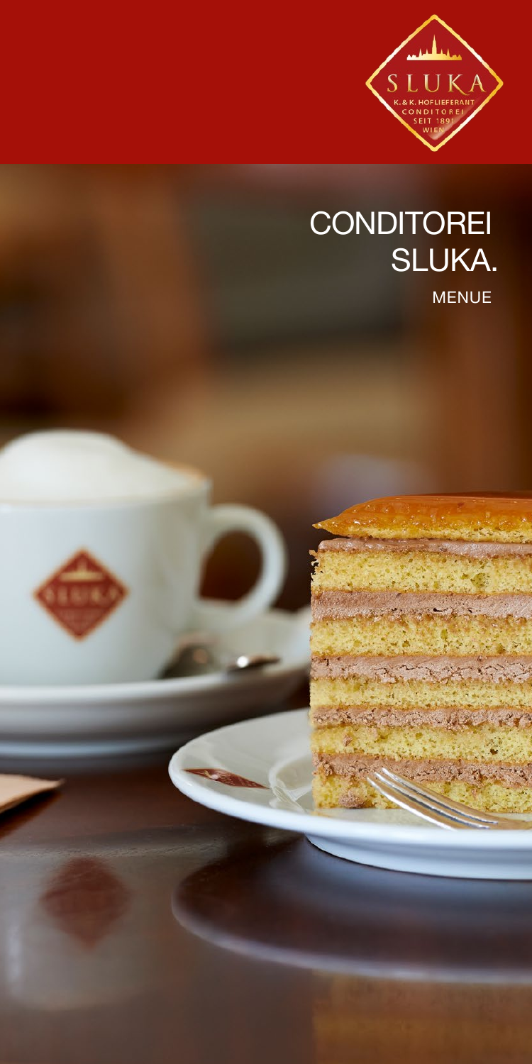# CONDITOREI SLUKA.

MENUE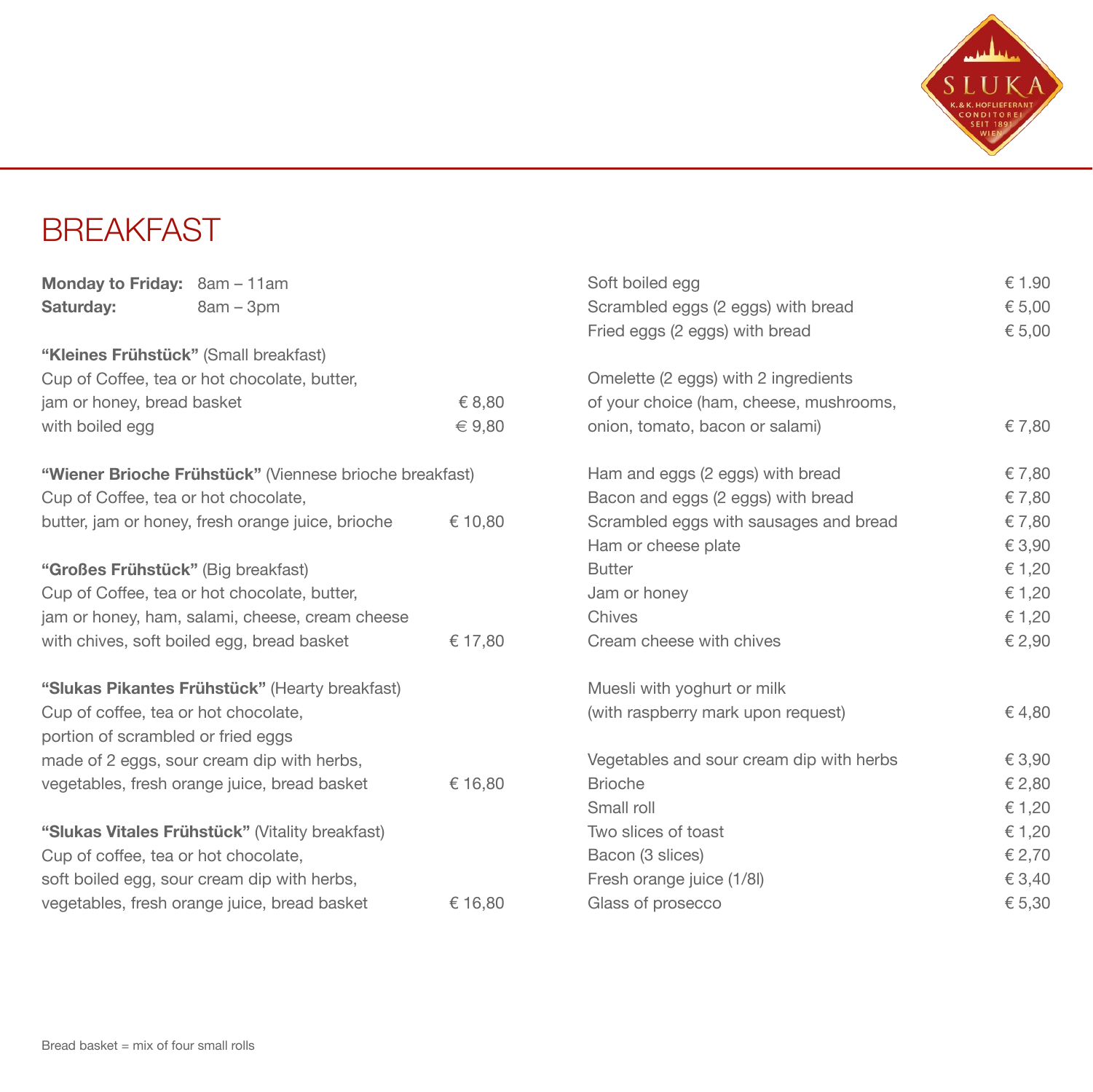# BREAKFAST

**Monday to Friday:** 8am – 11am
**Saturday:** 8am – 3pm

**"Kleines Frühstück"** (Small breakfast)
Cup of Coffee, tea or hot chocolate, butter,
jam or honey, bread basket — € 8,80
with boiled egg — € 9,80

**"Wiener Brioche Frühstück"** (Viennese brioche breakfast)
Cup of Coffee, tea or hot chocolate,
butter, jam or honey, fresh orange juice, brioche — € 10,80

**"Großes Frühstück"** (Big breakfast)
Cup of Coffee, tea or hot chocolate, butter,
jam or honey, ham, salami, cheese, cream cheese
with chives, soft boiled egg, bread basket — € 17,80

**"Slukas Pikantes Frühstück"** (Hearty breakfast)
Cup of coffee, tea or hot chocolate,
portion of scrambled or fried eggs
made of 2 eggs, sour cream dip with herbs,
vegetables, fresh orange juice, bread basket — € 16,80

**"Slukas Vitales Frühstück"** (Vitality breakfast)
Cup of coffee, tea or hot chocolate,
soft boiled egg, sour cream dip with herbs,
vegetables, fresh orange juice, bread basket — € 16,80

| Item | Price |
|---|---|
| Soft boiled egg | € 1.90 |
| Scrambled eggs (2 eggs) with bread | € 5,00 |
| Fried eggs (2 eggs) with bread | € 5,00 |
| Omelette (2 eggs) with 2 ingredients of your choice (ham, cheese, mushrooms, onion, tomato, bacon or salami) | € 7,80 |
| Ham and eggs (2 eggs) with bread | € 7,80 |
| Bacon and eggs (2 eggs) with bread | € 7,80 |
| Scrambled eggs with sausages and bread | € 7,80 |
| Ham or cheese plate | € 3,90 |
| Butter | € 1,20 |
| Jam or honey | € 1,20 |
| Chives | € 1,20 |
| Cream cheese with chives | € 2,90 |
| Muesli with yoghurt or milk (with raspberry mark upon request) | € 4,80 |
| Vegetables and sour cream dip with herbs | € 3,90 |
| Brioche | € 2,80 |
| Small roll | € 1,20 |
| Two slices of toast | € 1,20 |
| Bacon (3 slices) | € 2,70 |
| Fresh orange juice (1/8l) | € 3,40 |
| Glass of prosecco | € 5,30 |

Bread basket = mix of four small rolls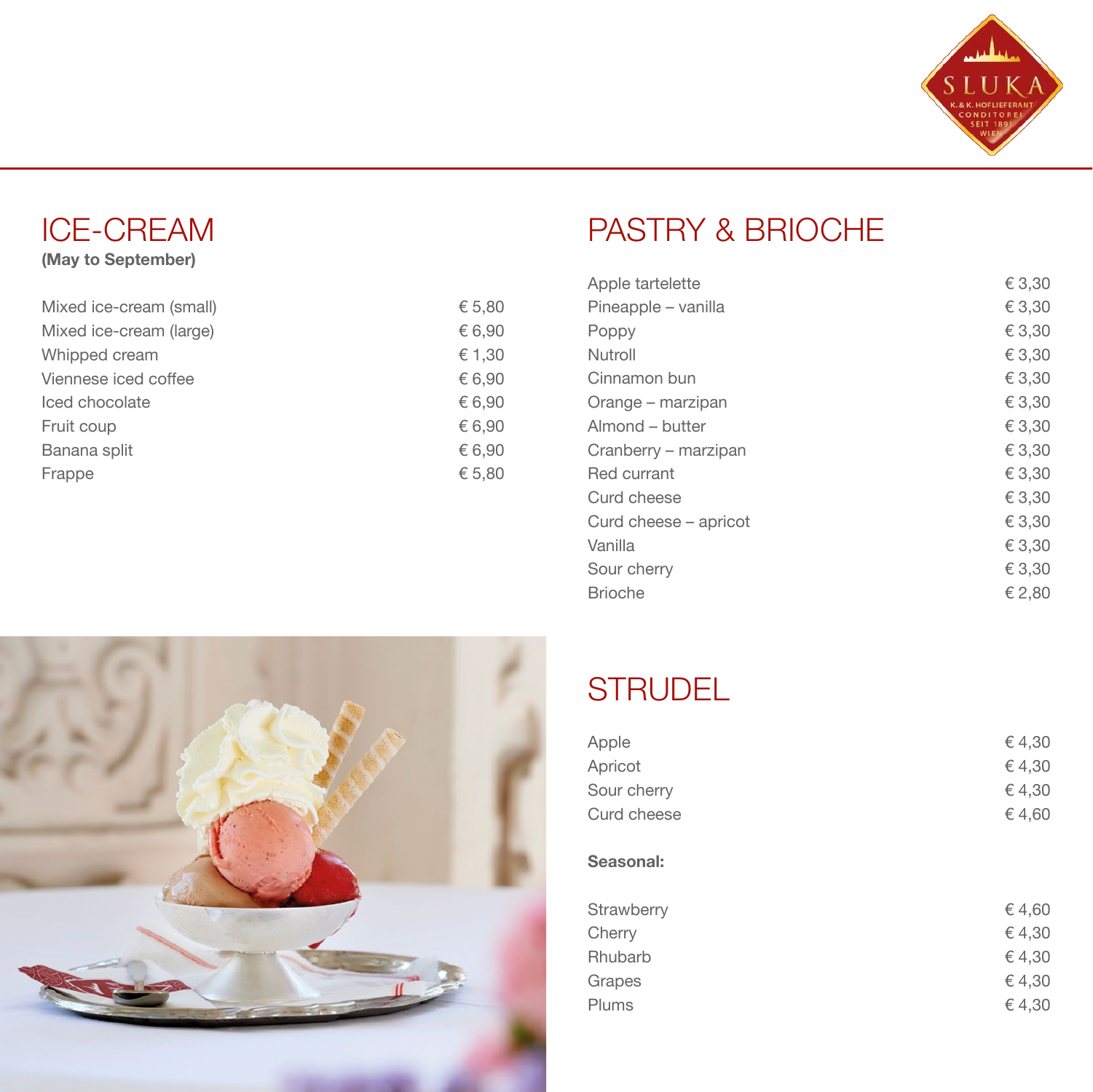## ICE-CREAM

**(May to September)**

| | |
|---|---|
| Mixed ice-cream (small) | € 5,80 |
| Mixed ice-cream (large) | € 6,90 |
| Whipped cream | € 1,30 |
| Viennese iced coffee | € 6,90 |
| Iced chocolate | € 6,90 |
| Fruit coup | € 6,90 |
| Banana split | € 6,90 |
| Frappe | € 5,80 |

## PASTRY & BRIOCHE

| | |
|---|---|
| Apple tartelette | € 3,30 |
| Pineapple – vanilla | € 3,30 |
| Poppy | € 3,30 |
| Nutroll | € 3,30 |
| Cinnamon bun | € 3,30 |
| Orange – marzipan | € 3,30 |
| Almond – butter | € 3,30 |
| Cranberry – marzipan | € 3,30 |
| Red currant | € 3,30 |
| Curd cheese | € 3,30 |
| Curd cheese – apricot | € 3,30 |
| Vanilla | € 3,30 |
| Sour cherry | € 3,30 |
| Brioche | € 2,80 |

## STRUDEL

| | |
|---|---|
| Apple | € 4,30 |
| Apricot | € 4,30 |
| Sour cherry | € 4,30 |
| Curd cheese | € 4,60 |

**Seasonal:**

| | |
|---|---|
| Strawberry | € 4,60 |
| Cherry | € 4,30 |
| Rhubarb | € 4,30 |
| Grapes | € 4,30 |
| Plums | € 4,30 |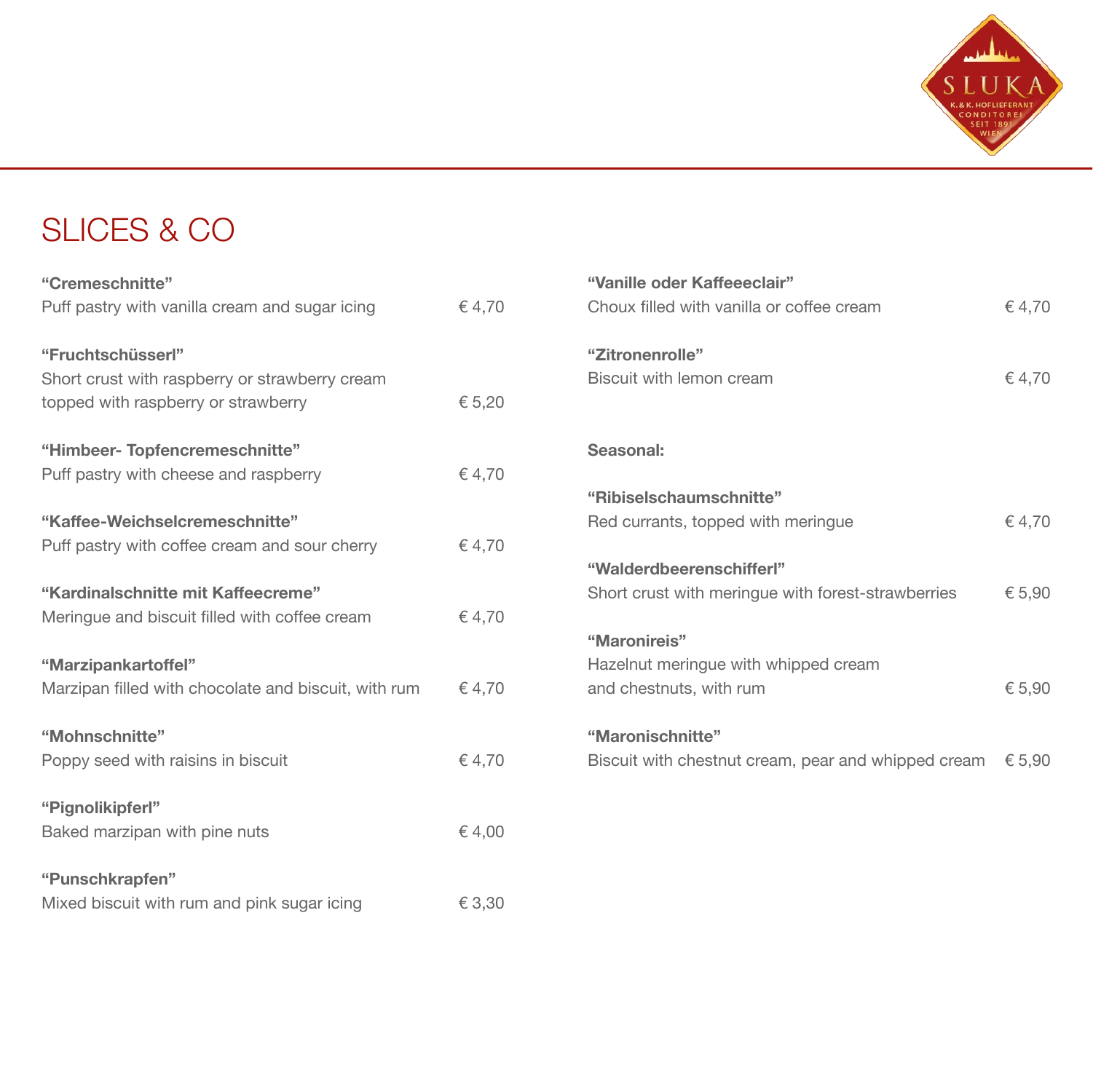## SLICES & CO

**"Cremeschnitte"**
Puff pastry with vanilla cream and sugar icing € 4,70

**"Fruchtschüsserl"**
Short crust with raspberry or strawberry cream topped with raspberry or strawberry € 5,20

**"Himbeer- Topfencremeschnitte"**
Puff pastry with cheese and raspberry € 4,70

**"Kaffee-Weichselcremeschnitte"**
Puff pastry with coffee cream and sour cherry € 4,70

**"Kardinalschnitte mit Kaffeecreme"**
Meringue and biscuit filled with coffee cream € 4,70

**"Marzipankartoffel"**
Marzipan filled with chocolate and biscuit, with rum € 4,70

**"Mohnschnitte"**
Poppy seed with raisins in biscuit € 4,70

**"Pignolikipferl"**
Baked marzipan with pine nuts € 4,00

**"Punschkrapfen"**
Mixed biscuit with rum and pink sugar icing € 3,30

**"Vanille oder Kaffeeeclair"**
Choux filled with vanilla or coffee cream € 4,70

**"Zitronenrolle"**
Biscuit with lemon cream € 4,70

**Seasonal:**

**"Ribiselschaumschnitte"**
Red currants, topped with meringue € 4,70

**"Walderdbeerenschifferl"**
Short crust with meringue with forest-strawberries € 5,90

**"Maronireis"**
Hazelnut meringue with whipped cream and chestnuts, with rum € 5,90

**"Maronischnitte"**
Biscuit with chestnut cream, pear and whipped cream € 5,90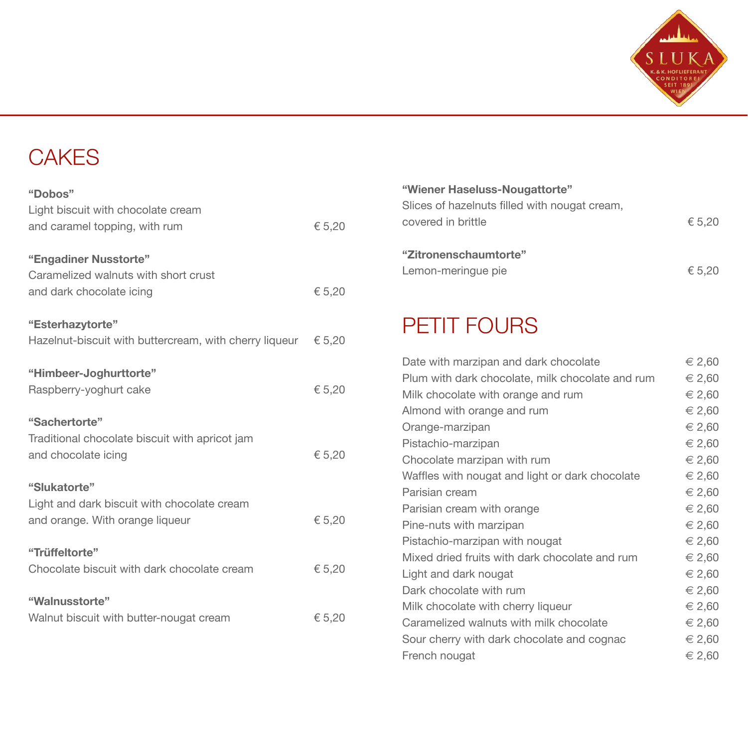# CAKES

**"Dobos"**
Light biscuit with chocolate cream and caramel topping, with rum — € 5,20

**"Engadiner Nusstorte"**
Caramelized walnuts with short crust and dark chocolate icing — € 5,20

**"Esterhazytorte"**
Hazelnut-biscuit with buttercream, with cherry liqueur — € 5,20

**"Himbeer-Joghurttorte"**
Raspberry-yoghurt cake — € 5,20

**"Sachertorte"**
Traditional chocolate biscuit with apricot jam and chocolate icing — € 5,20

**"Slukatorte"**
Light and dark biscuit with chocolate cream and orange. With orange liqueur — € 5,20

**"Trüffeltorte"**
Chocolate biscuit with dark chocolate cream — € 5,20

**"Walnusstorte"**
Walnut biscuit with butter-nougat cream — € 5,20

**"Wiener Haseluss-Nougattorte"**
Slices of hazelnuts filled with nougat cream, covered in brittle — € 5,20

**"Zitronenschaumtorte"**
Lemon-meringue pie — € 5,20

# PETIT FOURS

| Item | Price |
|---|---|
| Date with marzipan and dark chocolate | € 2,60 |
| Plum with dark chocolate, milk chocolate and rum | € 2,60 |
| Milk chocolate with orange and rum | € 2,60 |
| Almond with orange and rum | € 2,60 |
| Orange-marzipan | € 2,60 |
| Pistachio-marzipan | € 2,60 |
| Chocolate marzipan with rum | € 2,60 |
| Waffles with nougat and light or dark chocolate | € 2,60 |
| Parisian cream | € 2,60 |
| Parisian cream with orange | € 2,60 |
| Pine-nuts with marzipan | € 2,60 |
| Pistachio-marzipan with nougat | € 2,60 |
| Mixed dried fruits with dark chocolate and rum | € 2,60 |
| Light and dark nougat | € 2,60 |
| Dark chocolate with rum | € 2,60 |
| Milk chocolate with cherry liqueur | € 2,60 |
| Caramelized walnuts with milk chocolate | € 2,60 |
| Sour cherry with dark chocolate and cognac | € 2,60 |
| French nougat | € 2,60 |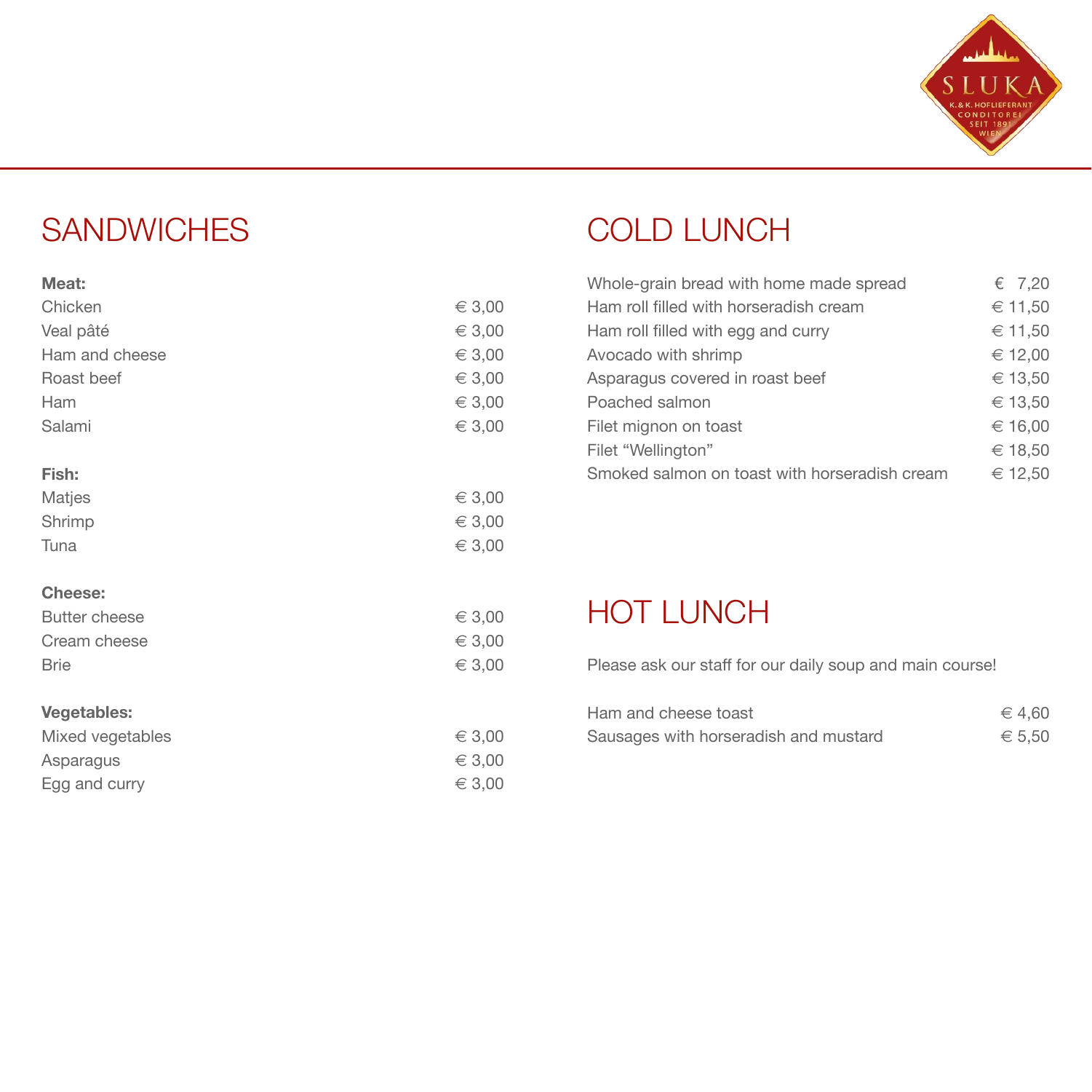## SANDWICHES

**Meat:**

| | |
|---|---|
| Chicken | € 3,00 |
| Veal pâté | € 3,00 |
| Ham and cheese | € 3,00 |
| Roast beef | € 3,00 |
| Ham | € 3,00 |
| Salami | € 3,00 |

**Fish:**

| | |
|---|---|
| Matjes | € 3,00 |
| Shrimp | € 3,00 |
| Tuna | € 3,00 |

**Cheese:**

| | |
|---|---|
| Butter cheese | € 3,00 |
| Cream cheese | € 3,00 |
| Brie | € 3,00 |

**Vegetables:**

| | |
|---|---|
| Mixed vegetables | € 3,00 |
| Asparagus | € 3,00 |
| Egg and curry | € 3,00 |

## COLD LUNCH

| | |
|---|---|
| Whole-grain bread with home made spread | € 7,20 |
| Ham roll filled with horseradish cream | € 11,50 |
| Ham roll filled with egg and curry | € 11,50 |
| Avocado with shrimp | € 12,00 |
| Asparagus covered in roast beef | € 13,50 |
| Poached salmon | € 13,50 |
| Filet mignon on toast | € 16,00 |
| Filet “Wellington” | € 18,50 |
| Smoked salmon on toast with horseradish cream | € 12,50 |

## HOT LUNCH

Please ask our staff for our daily soup and main course!

| | |
|---|---|
| Ham and cheese toast | € 4,60 |
| Sausages with horseradish and mustard | € 5,50 |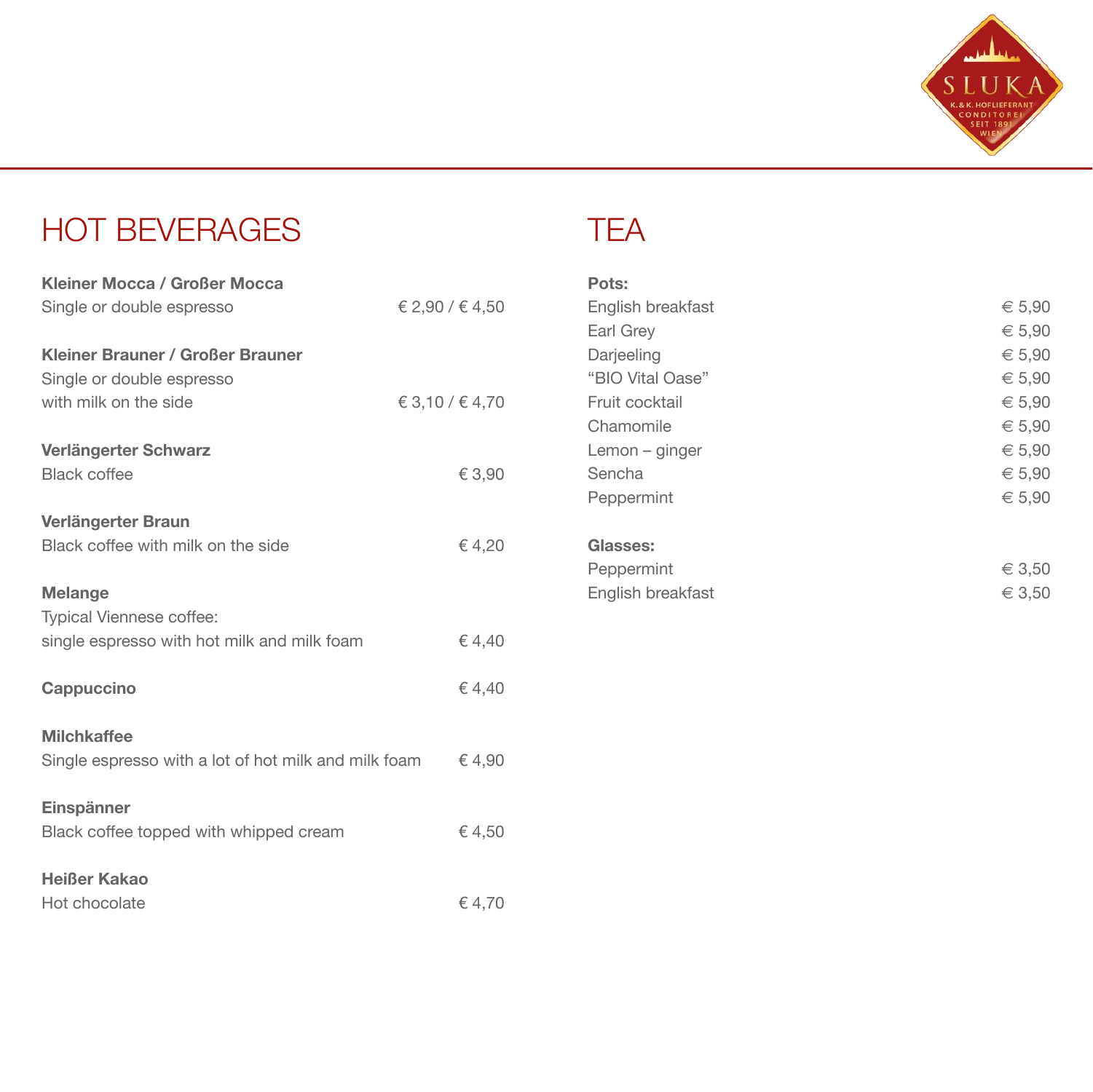# HOT BEVERAGES

**Kleiner Mocca / Großer Mocca**
Single or double espresso — € 2,90 / € 4,50

**Kleiner Brauner / Großer Brauner**
Single or double espresso
with milk on the side — € 3,10 / € 4,70

**Verlängerter Schwarz**
Black coffee — € 3,90

**Verlängerter Braun**
Black coffee with milk on the side — € 4,20

**Melange**
Typical Viennese coffee:
single espresso with hot milk and milk foam — € 4,40

**Cappuccino** — € 4,40

**Milchkaffee**
Single espresso with a lot of hot milk and milk foam — € 4,90

**Einspänner**
Black coffee topped with whipped cream — € 4,50

**Heißer Kakao**
Hot chocolate — € 4,70

# TEA

**Pots:**

| | |
|---|---|
| English breakfast | € 5,90 |
| Earl Grey | € 5,90 |
| Darjeeling | € 5,90 |
| "BIO Vital Oase" | € 5,90 |
| Fruit cocktail | € 5,90 |
| Chamomile | € 5,90 |
| Lemon – ginger | € 5,90 |
| Sencha | € 5,90 |
| Peppermint | € 5,90 |

**Glasses:**

| | |
|---|---|
| Peppermint | € 3,50 |
| English breakfast | € 3,50 |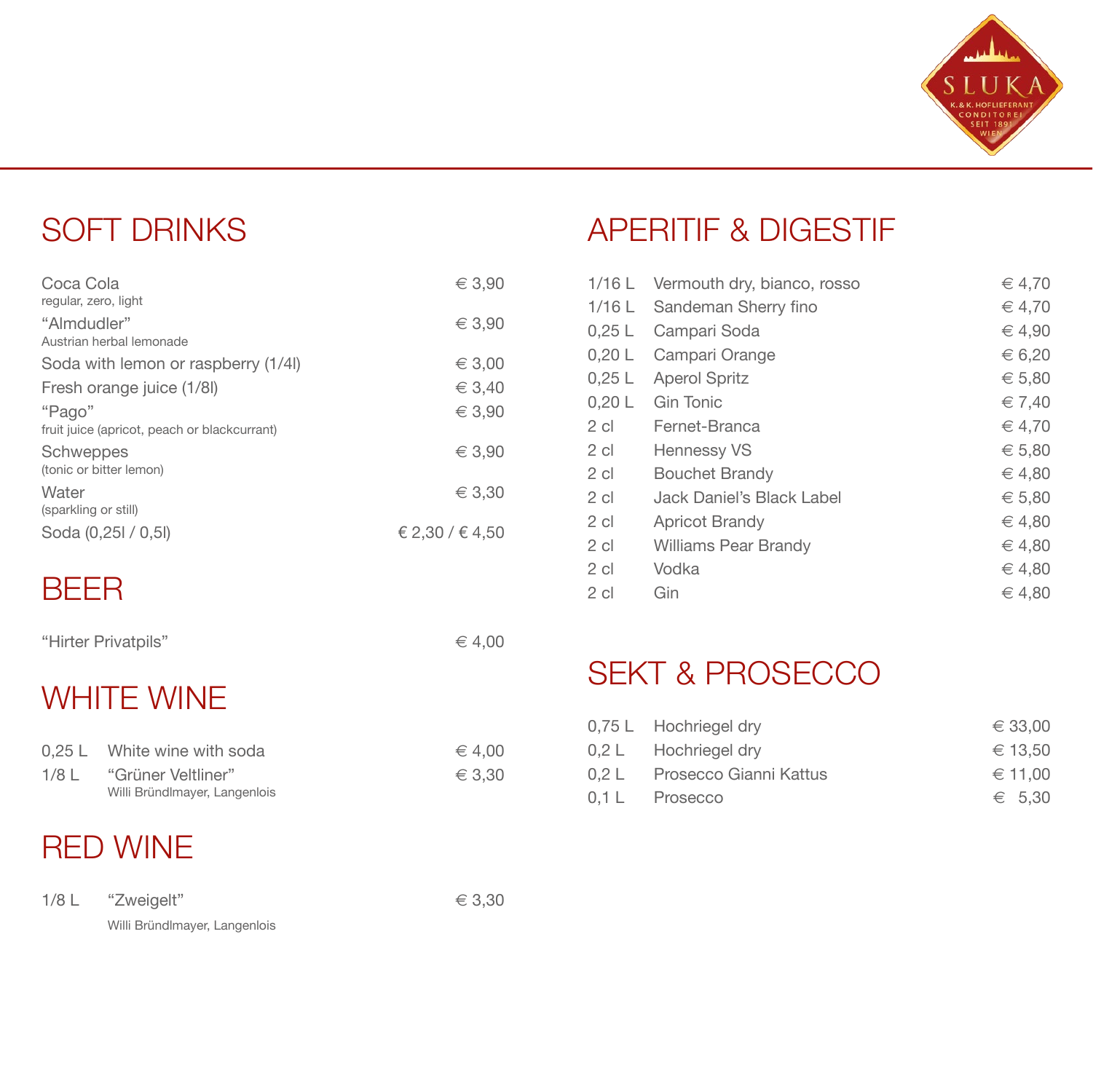## SOFT DRINKS

| Item | Price |
|---|---|
| Coca Cola<br>regular, zero, light | € 3,90 |
| “Almdudler”<br>Austrian herbal lemonade | € 3,90 |
| Soda with lemon or raspberry (1/4l) | € 3,00 |
| Fresh orange juice (1/8l) | € 3,40 |
| “Pago”<br>fruit juice (apricot, peach or blackcurrant) | € 3,90 |
| Schweppes<br>(tonic or bitter lemon) | € 3,90 |
| Water<br>(sparkling or still) | € 3,30 |
| Soda (0,25l / 0,5l) | € 2,30 / € 4,50 |

## BEER

| Item | Price |
|---|---|
| “Hirter Privatpils” | € 4,00 |

## WHITE WINE

| Size | Item | Price |
|---|---|---|
| 0,25 L | White wine with soda | € 4,00 |
| 1/8 L | “Grüner Veltliner”<br>Willi Bründlmayer, Langenlois | € 3,30 |

## RED WINE

| Size | Item | Price |
|---|---|---|
| 1/8 L | “Zweigelt”<br>Willi Bründlmayer, Langenlois | € 3,30 |

## APERITIF & DIGESTIF

| Size | Item | Price |
|---|---|---|
| 1/16 L | Vermouth dry, bianco, rosso | € 4,70 |
| 1/16 L | Sandeman Sherry fino | € 4,70 |
| 0,25 L | Campari Soda | € 4,90 |
| 0,20 L | Campari Orange | € 6,20 |
| 0,25 L | Aperol Spritz | € 5,80 |
| 0,20 L | Gin Tonic | € 7,40 |
| 2 cl | Fernet-Branca | € 4,70 |
| 2 cl | Hennessy VS | € 5,80 |
| 2 cl | Bouchet Brandy | € 4,80 |
| 2 cl | Jack Daniel’s Black Label | € 5,80 |
| 2 cl | Apricot Brandy | € 4,80 |
| 2 cl | Williams Pear Brandy | € 4,80 |
| 2 cl | Vodka | € 4,80 |
| 2 cl | Gin | € 4,80 |

## SEKT & PROSECCO

| Size | Item | Price |
|---|---|---|
| 0,75 L | Hochriegel dry | € 33,00 |
| 0,2 L | Hochriegel dry | € 13,50 |
| 0,2 L | Prosecco Gianni Kattus | € 11,00 |
| 0,1 L | Prosecco | € 5,30 |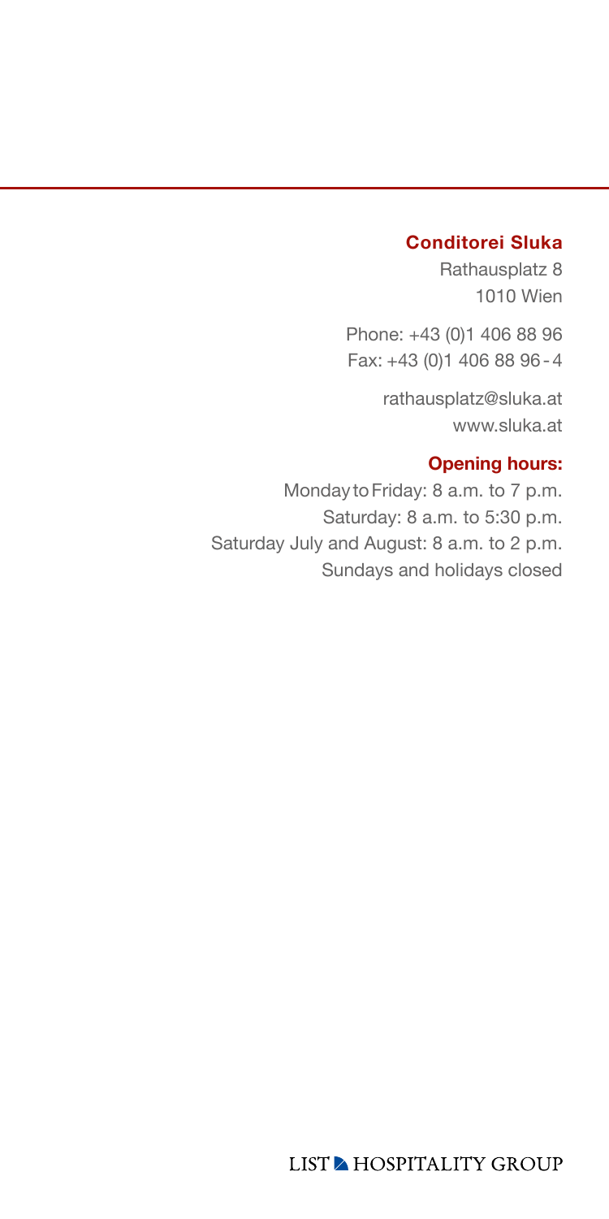**Conditorei Sluka**

Rathausplatz 8
1010 Wien

Phone: +43 (0)1 406 88 96
Fax: +43 (0)1 406 88 96 - 4

rathausplatz@sluka.at
www.sluka.at

**Opening hours:**

Monday to Friday: 8 a.m. to 7 p.m.
Saturday: 8 a.m. to 5:30 p.m.
Saturday July and August: 8 a.m. to 2 p.m.
Sundays and holidays closed

LIST HOSPITALITY GROUP